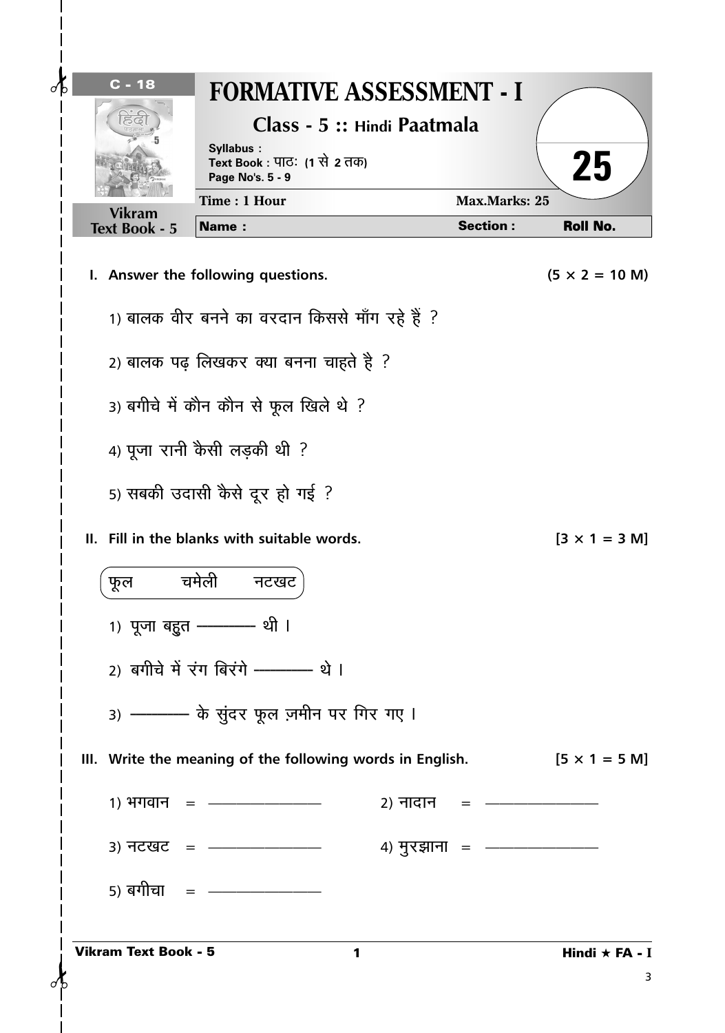C - 18

Vikram Text Book - 5

# FORMATIVE ASSESSMENT - I

## Class - 5 :: Hindi Paatmala

Syllabus :
Text Book : पाठः (1 से 2 तक)
Page No's. 5 - 9

Time : 1 Hour | Max.Marks: 25

Name : | Section : | Roll No.

25

**I. Answer the following questions. (5 × 2 = 10 M)**

1) बालक वीर बनने का वरदान किससे माँग रहे हैं ?

2) बालक पढ़ लिखकर क्या बनना चाहते है ?

3) बगीचे में कौन कौन से फूल खिले थे ?

4) पूजा रानी कैसी लड़की थी ?

5) सबकी उदासी कैसे दूर हो गई ?

**II. Fill in the blanks with suitable words. [3 × 1 = 3 M]**

फूल    चमेली    नटखट

1) पूजा बहुत ———— थी ।

2) बगीचे में रंग बिरंगे ———— थे ।

3) ———— के सुंदर फूल ज़मीन पर गिर गए ।

**III. Write the meaning of the following words in English. [5 × 1 = 5 M]**

1) भगवान = ————————    2) नादान = ————————

3) नटखट = ————————    4) मुरझाना = ————————

5) बगीचा = ————————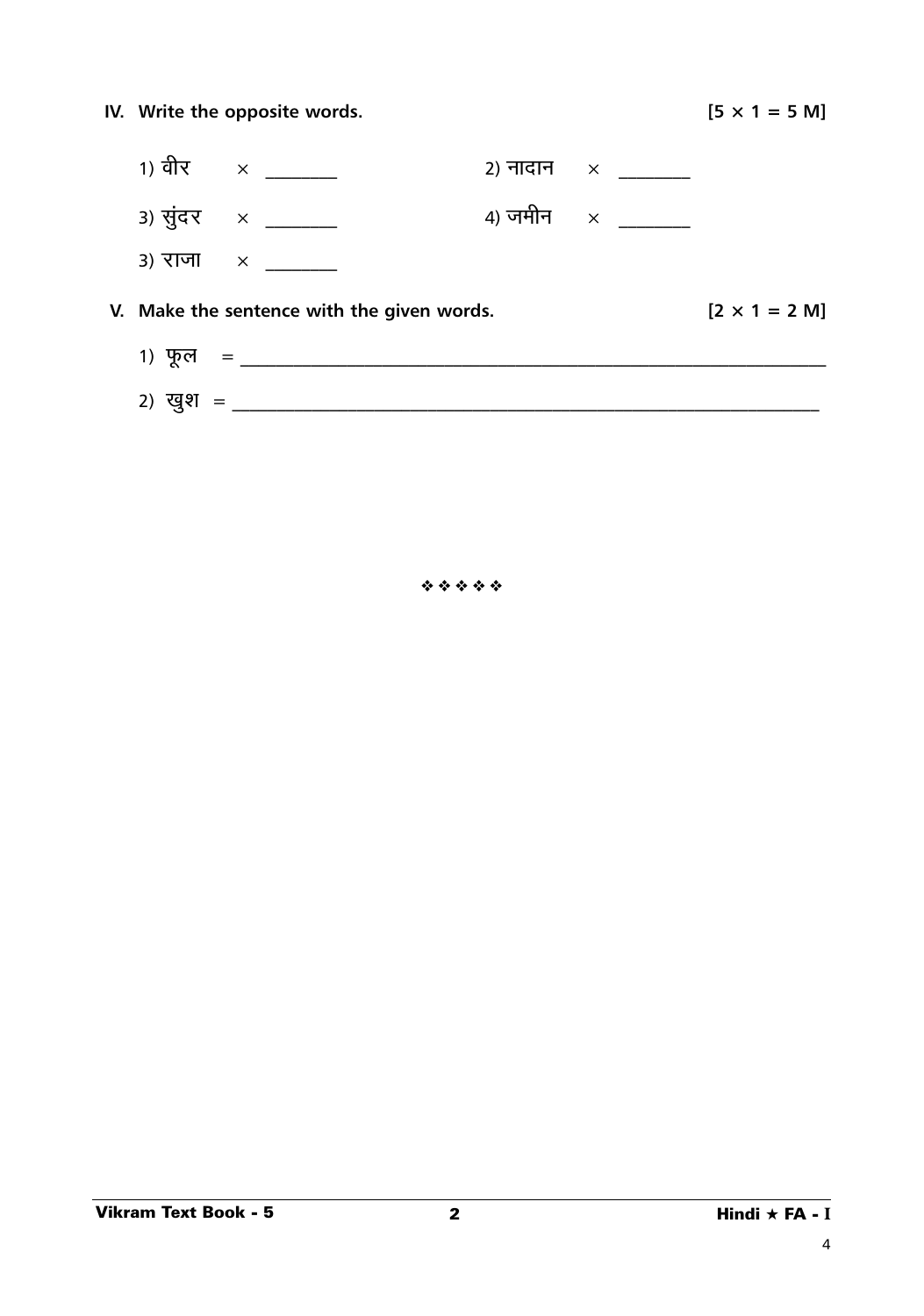**IV. Write the opposite words.** **[5 × 1 = 5 M]**

1) वीर × ________ 2) नादान × ________

3) सुंदर × ________ 4) जमीन × ________

3) राजा × ________

**V. Make the sentence with the given words.** **[2 × 1 = 2 M]**

1) फूल = ________________________________________________

2) खुश = ________________________________________________

❖❖❖❖❖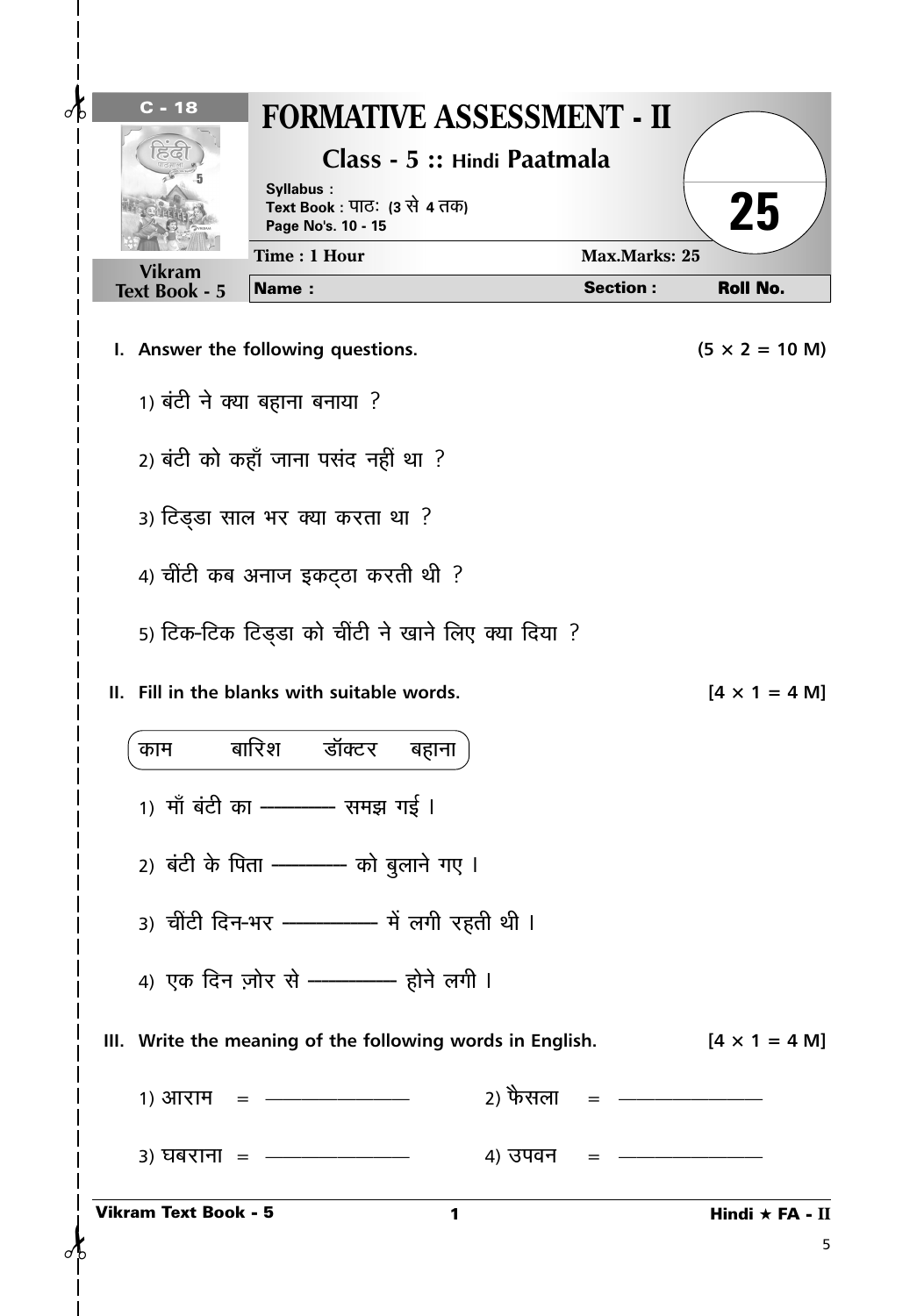C - 18

# FORMATIVE ASSESSMENT - II

## Class - 5 :: Hindi Paatmala

Syllabus :
Text Book : पाठः (3 से 4 तक)
Page No's. 10 - 15

25

Vikram Text Book - 5

| Time : 1 Hour | | Max.Marks: 25 |
|---|---|---|
| Name : | Section : | Roll No. |

**I. Answer the following questions. (5 × 2 = 10 M)**

1) बंटी ने क्या बहाना बनाया ?

2) बंटी को कहाँ जाना पसंद नहीं था ?

3) टिड्डा साल भर क्या करता था ?

4) चींटी कब अनाज इकट्ठा करती थी ?

5) टिक-टिक टिड्डा को चींटी ने खाने लिए क्या दिया ?

**II. Fill in the blanks with suitable words. [4 × 1 = 4 M]**

काम   बारिश   डॉक्टर   बहाना

1) माँ बंटी का ———— समझ गई ।

2) बंटी के पिता ———— को बुलाने गए ।

3) चींटी दिन-भर ————— में लगी रहती थी ।

4) एक दिन ज़ोर से ————— होने लगी ।

**III. Write the meaning of the following words in English. [4 × 1 = 4 M]**

1) आराम = ——————   2) फैसला = ——————

3) घबराना = ——————   4) उपवन = ——————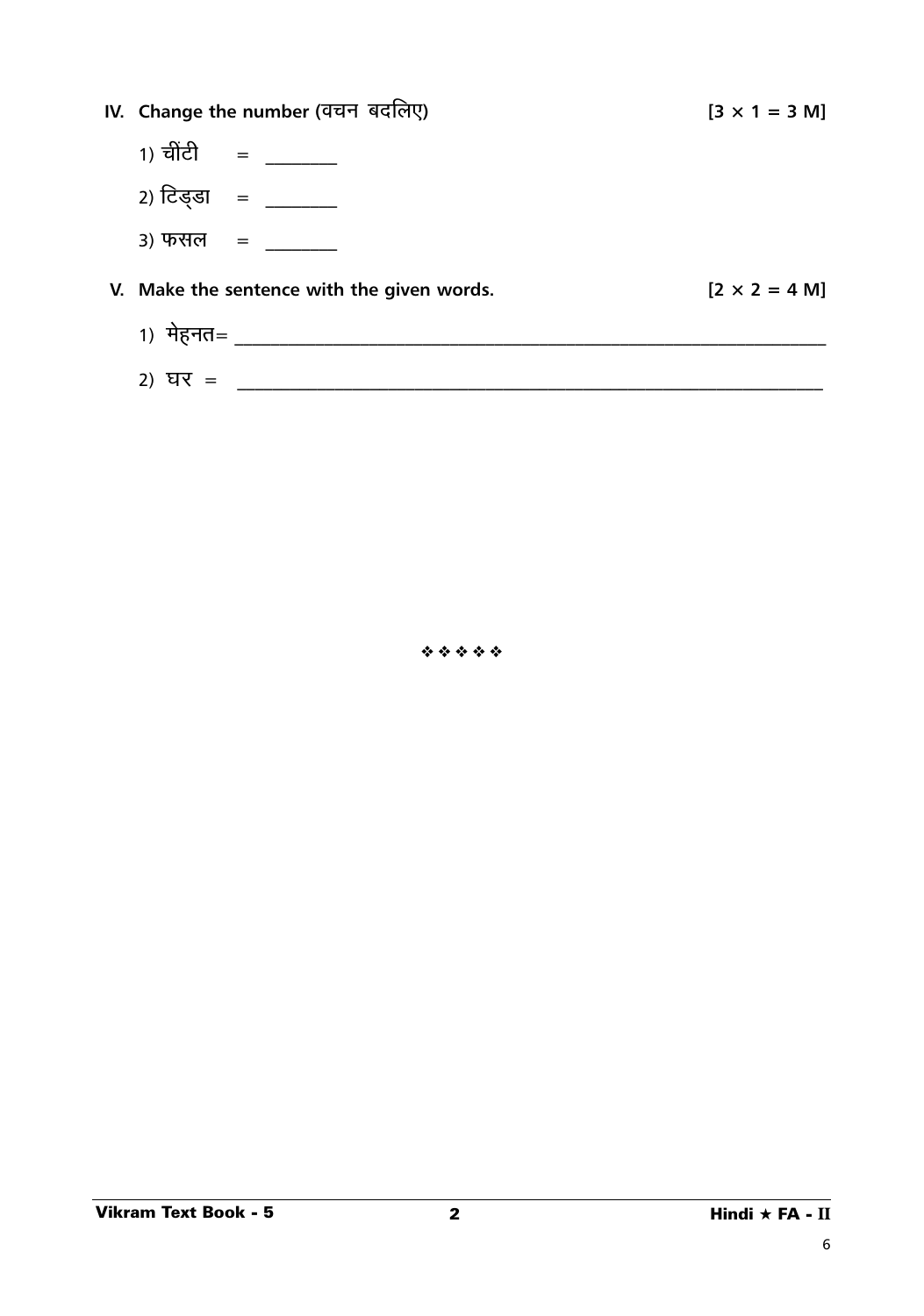**IV. Change the number (वचन बदलिए)** **[3 × 1 = 3 M]**

1) चींटी = ________

2) टिड्डा = ________

3) फसल = ________

**V. Make the sentence with the given words.** **[2 × 2 = 4 M]**

1) मेहनत= ____________________________________________________________

2) घर = ____________________________________________________________

❖ ❖ ❖ ❖ ❖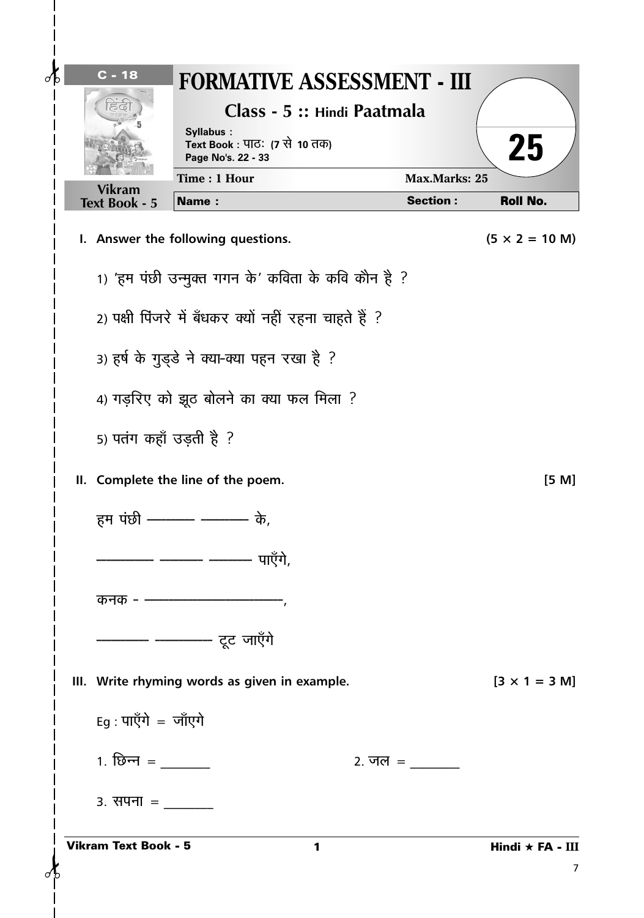# FORMATIVE ASSESSMENT - III

C - 18

**Class - 5 :: Hindi Paatmala**

Syllabus :
Text Book : पाठः (7 से 10 तक)
Page No's. 22 - 33

**Vikram Text Book - 5**

| Time : 1 Hour | Max.Marks: 25 | 25 |
|---|---|---|
| **Name :** | **Section :** | **Roll No.** |

**I. Answer the following questions.** **(5 × 2 = 10 M)**

1) 'हम पंछी उन्मुक्त गगन के' कविता के कवि कौन है ?

2) पक्षी पिंजरे में बँधकर क्यों नहीं रहना चाहते हैं ?

3) हर्ष के गुड्डे ने क्या-क्या पहन रखा है ?

4) गड़रिए को झूठ बोलने का क्या फल मिला ?

5) पतंग कहाँ उड़ती है ?

**II. Complete the line of the poem.** **[5 M]**

हम पंछी ———— ———— के,

————— ———— ———— पाएँगे,

कनक - ——————————,

————— ————— टूट जाएँगे

**III. Write rhyming words as given in example.** **[3 × 1 = 3 M]**

Eg : पाएँगे = जाँएगे

1. छिन्न = ________

2. जल = ________

3. सपना = ________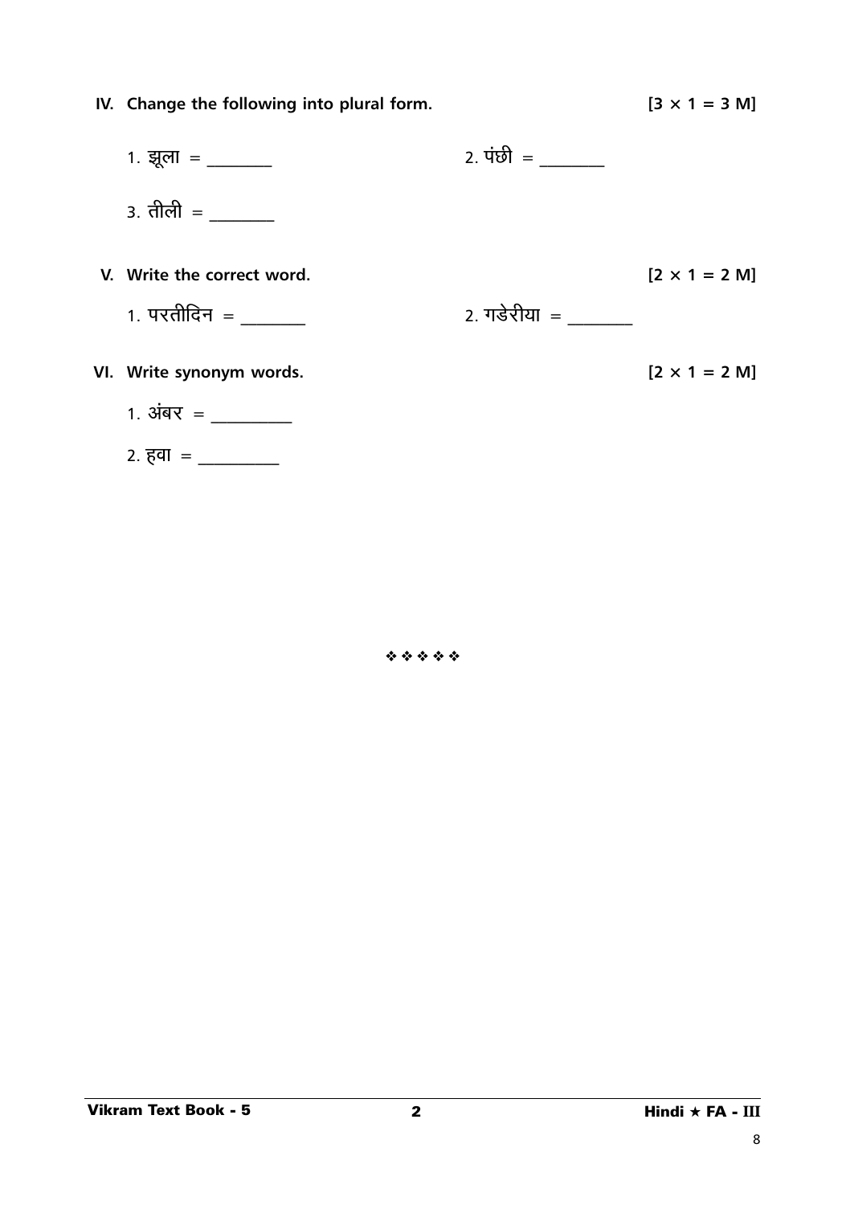**IV. Change the following into plural form.** **[3 × 1 = 3 M]**

1. झूला = ________ 2. पंछी = ________

3. तीली = ________

**V. Write the correct word.** **[2 × 1 = 2 M]**

1. परतीदिन = ________ 2. गडेरीया = ________

**VI. Write synonym words.** **[2 × 1 = 2 M]**

1. अंबर = __________

2. हवा = __________

❖ ❖ ❖ ❖ ❖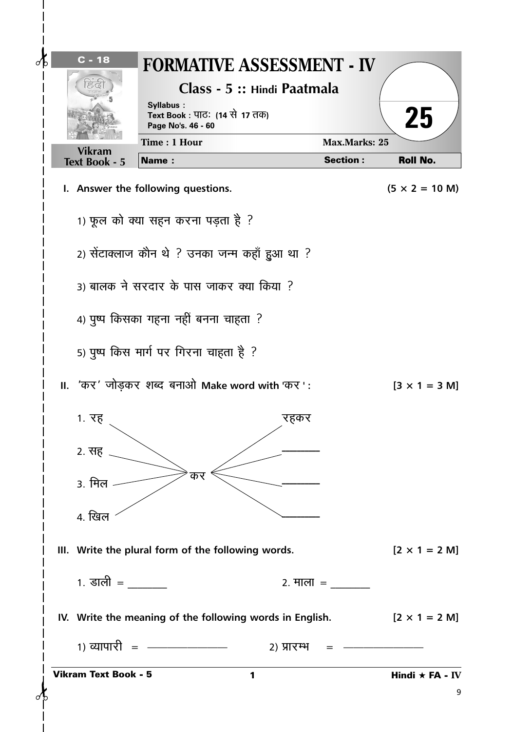C - 18

# FORMATIVE ASSESSMENT - IV

## Class - 5 :: Hindi Paatmala

Syllabus :
Text Book : पाठः (14 से 17 तक)
Page No's. 46 - 60

25

Vikram Text Book - 5

Time : 1 Hour | Max.Marks: 25

Name : | Section : | Roll No.

**I. Answer the following questions.** (5 × 2 = 10 M)

1) फूल को क्या सहन करना पड़ता है ?

2) सेंटाक्लाज कौन थे ? उनका जन्म कहाँ हुआ था ?

3) बालक ने सरदार के पास जाकर क्या किया ?

4) पुष्प किसका गहना नहीं बनना चाहता ?

5) पुष्प किस मार्ग पर गिरना चाहता है ?

**II. 'कर' जोड़कर शब्द बनाओ Make word with 'कर' :** [3 × 1 = 3 M]

1. रह — कर — रहकर
2. सह — कर — ________
3. मिल — कर — ________
4. खिल — कर — ________

**III. Write the plural form of the following words.** [2 × 1 = 2 M]

1. डाली = ________ 2. माला = ________

**IV. Write the meaning of the following words in English.** [2 × 1 = 2 M]

1) व्यापारी = ________ 2) प्रारम्भ = ________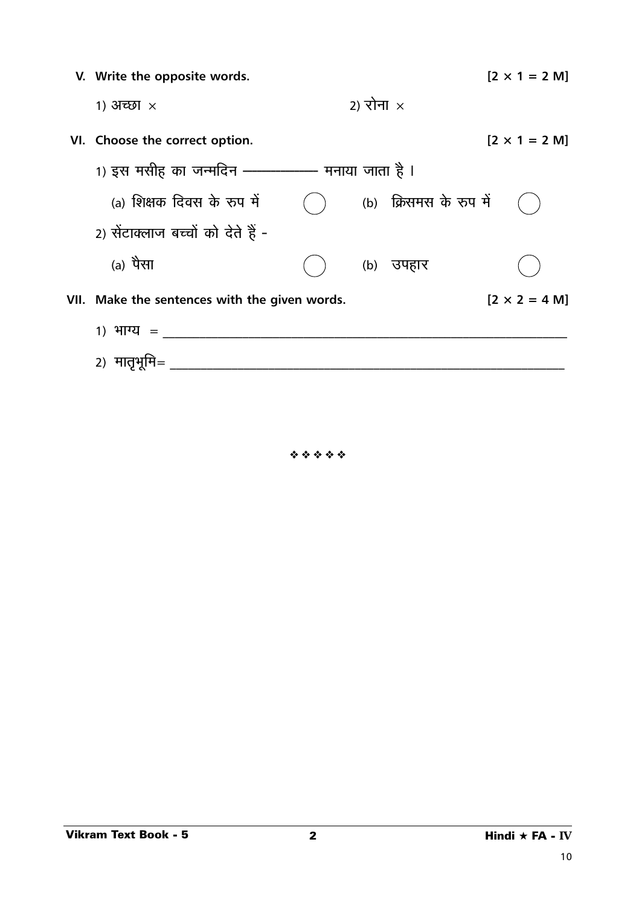**V. Write the opposite words.** **[2 × 1 = 2 M]**

1) अच्छा ×     2) रोना ×

**VI. Choose the correct option.** **[2 × 1 = 2 M]**

1) इस मसीह का जन्मदिन ———— मनाया जाता है ।

(a) शिक्षक दिवस के रुप में ( )     (b) क्रिसमस के रुप में ( )

2) सेंटाक्लाज बच्चों को देते हैं -

(a) पैसा ( )     (b) उपहार ( )

**VII. Make the sentences with the given words.** **[2 × 2 = 4 M]**

1) भाग्य = ______________________________

2) मातृभूमि= ______________________________

❖❖❖❖❖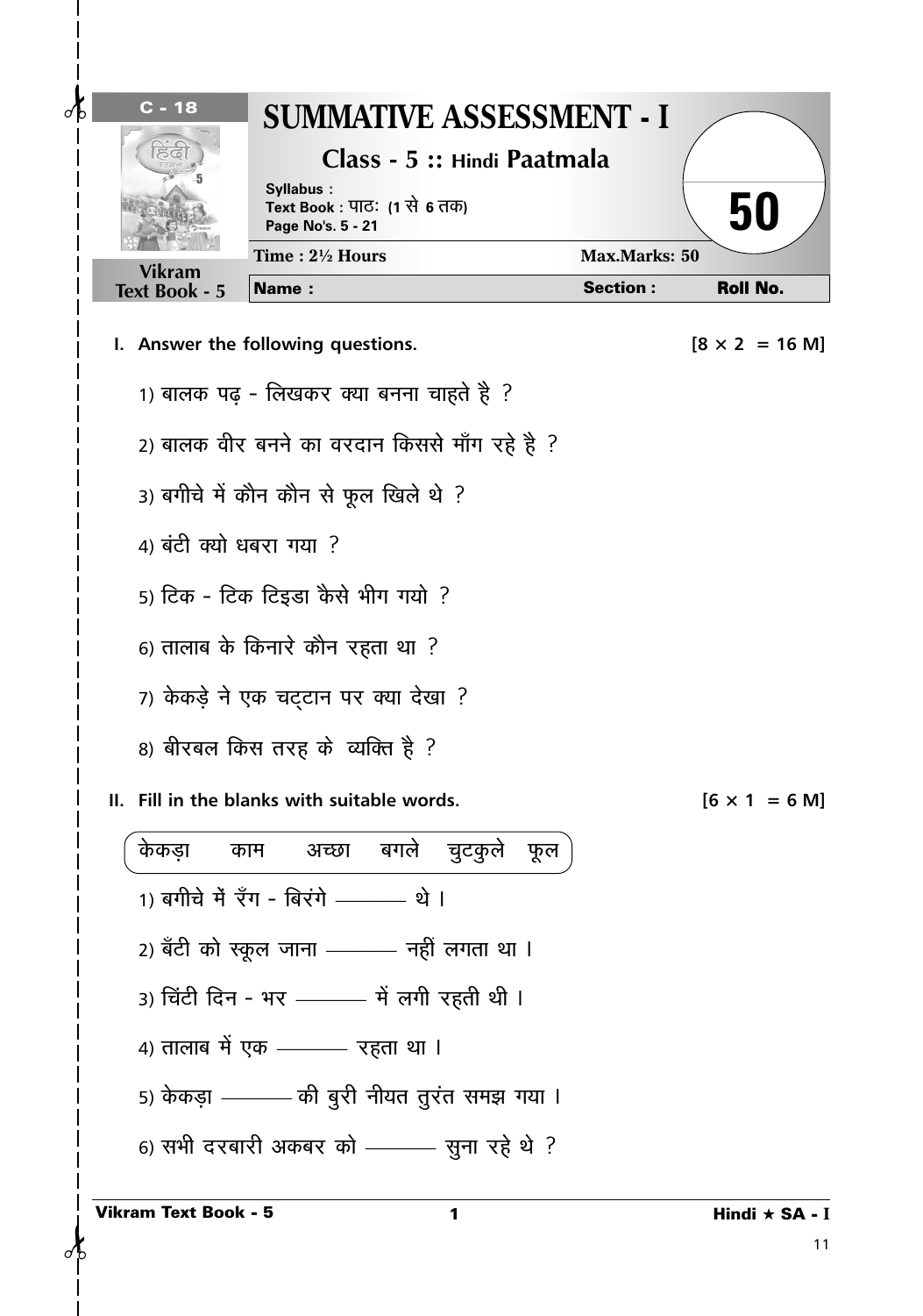C - 18

# SUMMATIVE ASSESSMENT - I

## Class - 5 :: Hindi Paatmala

Syllabus :
Text Book : पाठः (1 से 6 तक)
Page No's. 5 - 21

50

Vikram Text Book - 5

| Time : 2½ Hours | Max.Marks: 50 | |
|---|---|---|
| Name : | Section : | Roll No. |

**I. Answer the following questions.** [8 × 2 = 16 M]

1) बालक पढ़ - लिखकर क्या बनना चाहते है ?

2) बालक वीर बनने का वरदान किससे माँग रहे है ?

3) बगीचे में कौन कौन से फूल खिले थे ?

4) बंटी क्यो धबरा गया ?

5) टिक - टिक टिड्डा कैसे भीग गयो ?

6) तालाब के किनारे कौन रहता था ?

7) केकड़े ने एक चट्टान पर क्या देखा ?

8) बीरबल किस तरह के व्यक्ति है ?

**II. Fill in the blanks with suitable words.** [6 × 1 = 6 M]

केकड़ा   काम   अच्छा   बगले   चुटकुले   फूल

1) बगीचे में रँग - बिरंगे ——— थे ।

2) बँटी को स्कूल जाना ——— नहीं लगता था ।

3) चिंटी दिन - भर ——— में लगी रहती थी ।

4) तालाब में एक ——— रहता था ।

5) केकड़ा ——— की बुरी नीयत तुरंत समझ गया ।

6) सभी दरबारी अकबर को ——— सुना रहे थे ?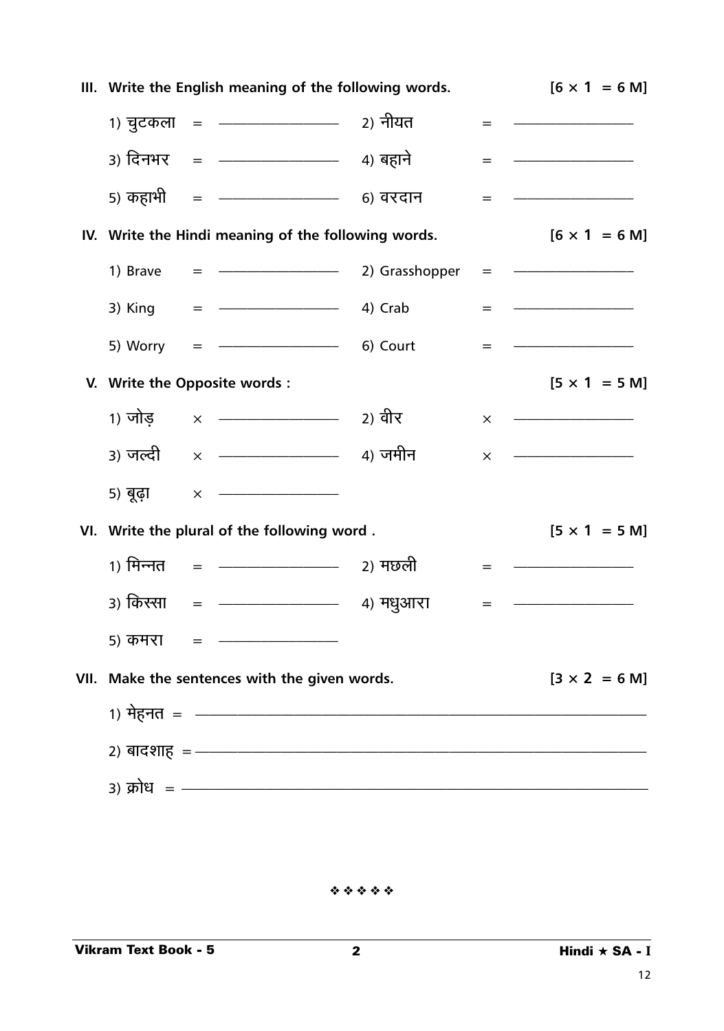**III. Write the English meaning of the following words.** **[6 × 1 = 6 M]**

1) चुटकला = ______________ 2) नीयत = ______________

3) दिनभर = ______________ 4) बहाने = ______________

5) कहाभी = ______________ 6) वरदान = ______________

**IV. Write the Hindi meaning of the following words.** **[6 × 1 = 6 M]**

1) Brave = ______________ 2) Grasshopper = ______________

3) King = ______________ 4) Crab = ______________

5) Worry = ______________ 6) Court = ______________

**V. Write the Opposite words :** **[5 × 1 = 5 M]**

1) जोड़ × ______________ 2) वीर × ______________

3) जल्दी × ______________ 4) जमीन × ______________

5) बूढ़ा × ______________

**VI. Write the plural of the following word .** **[5 × 1 = 5 M]**

1) मिन्नत = ______________ 2) मछली = ______________

3) किस्सा = ______________ 4) मधुआरा = ______________

5) कमरा = ______________

**VII. Make the sentences with the given words.** **[3 × 2 = 6 M]**

1) मेहनत = ______________________________________________

2) बादशाह = ______________________________________________

3) क्रोध = ______________________________________________

❖ ❖ ❖ ❖ ❖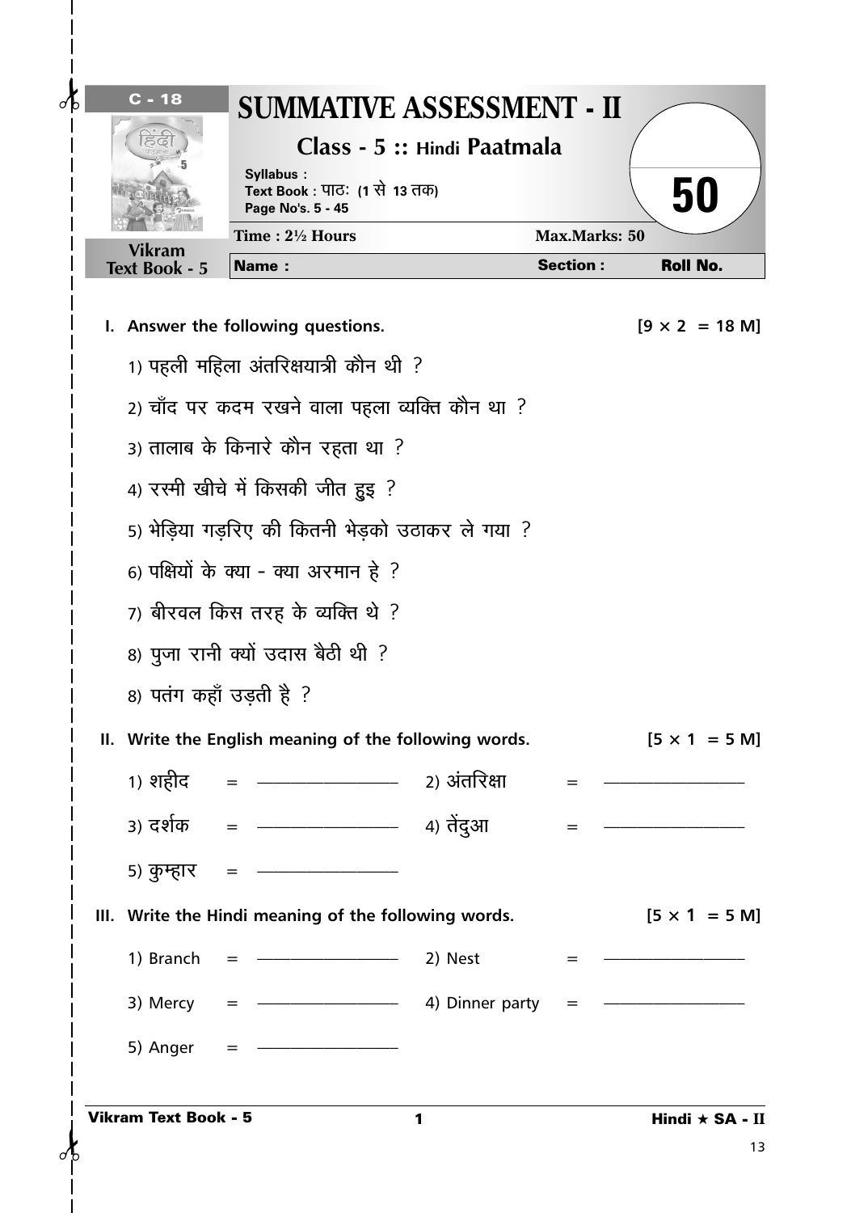C - 18

# SUMMATIVE ASSESSMENT - II

## Class - 5 :: Hindi Paatmala

Syllabus :
Text Book : पाठः (1 से 13 तक)
Page No's. 5 - 45

**50**

Vikram Text Book - 5

Time : 2½ Hours | Max.Marks: 50

**Name :** | **Section :** | **Roll No.**

**I. Answer the following questions.** [9 × 2 = 18 M]

1) पहली महिला अंतरिक्षयात्री कौन थी ?

2) चाँद पर कदम रखने वाला पहला व्यक्ति कौन था ?

3) तालाब के किनारे कौन रहता था ?

4) रस्मी खीचे में किसकी जीत हुइ ?

5) भेड़िया गड़रिए की कितनी भेड़को उठाकर ले गया ?

6) पक्षियों के क्या - क्या अरमान हे ?

7) बीरवल किस तरह के व्यक्ति थे ?

8) पुजा रानी क्यों उदास बैठी थी ?

8) पतंग कहाँ उड़ती है ?

**II. Write the English meaning of the following words.** [5 × 1 = 5 M]

1) शहीद = ________________ 2) अंतरिक्षा = ________________

3) दर्शक = ________________ 4) तेंदुआ = ________________

5) कुम्हार = ________________

**III. Write the Hindi meaning of the following words.** [5 × 1 = 5 M]

1) Branch = ________________ 2) Nest = ________________

3) Mercy = ________________ 4) Dinner party = ________________

5) Anger = ________________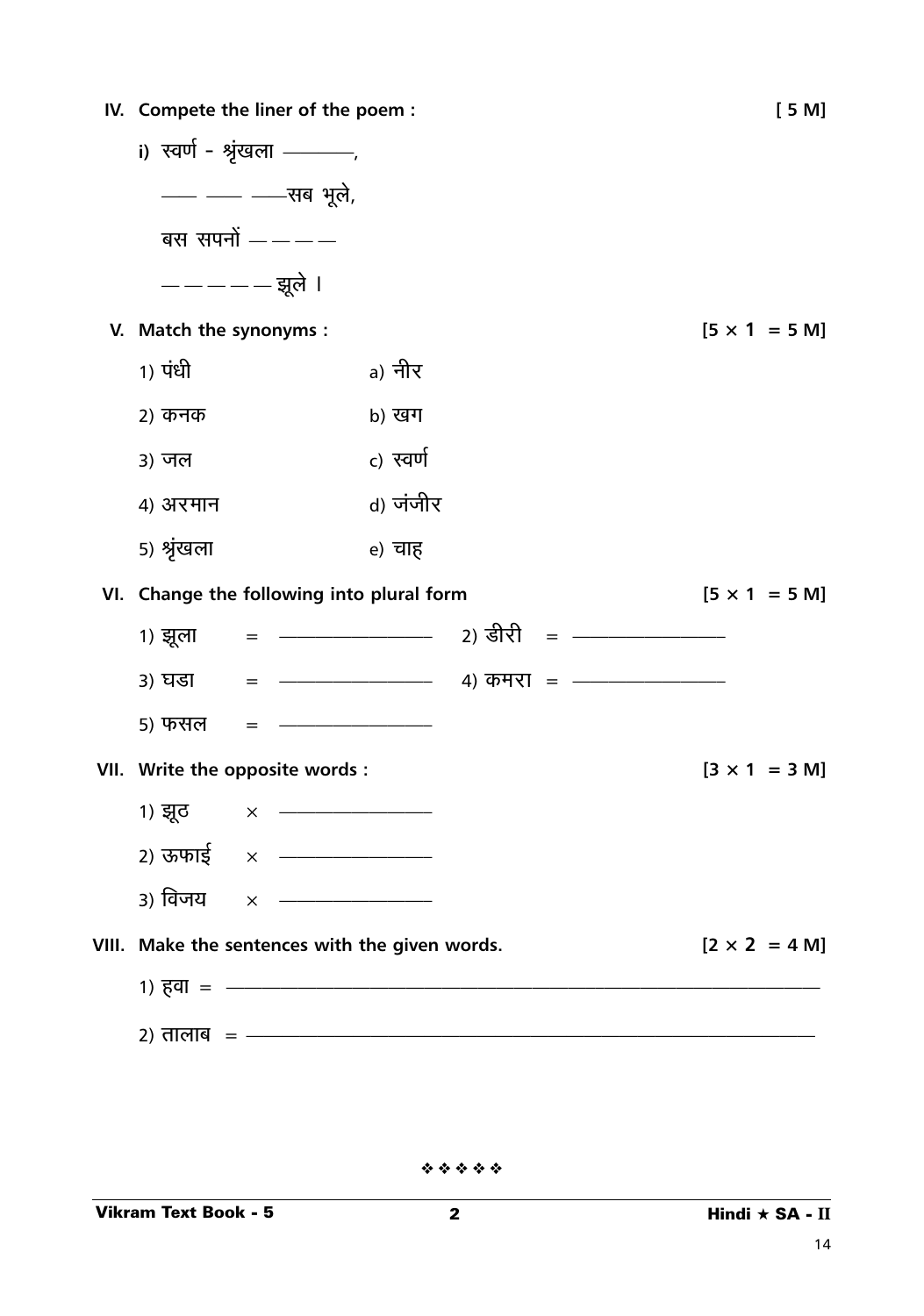**IV. Compete the liner of the poem :** **[ 5 M]**

i) स्वर्ण - श्रृंखला ———,

—— —— ——सब भूले,

बस सपनों — — — —

— — — — — झूले ।

**V. Match the synonyms :** **[5 × 1 = 5 M]**

| | |
|---|---|
| 1) पंधी | a) नीर |
| 2) कनक | b) खग |
| 3) जल | c) स्वर्ण |
| 4) अरमान | d) जंजीर |
| 5) श्रृंखला | e) चाह |

**VI. Change the following into plural form** **[5 × 1 = 5 M]**

1) झूला = ———————— 2) डीरी = ————————

3) घडा = ———————— 4) कमरा = ————————

5) फसल = ————————

**VII. Write the opposite words :** **[3 × 1 = 3 M]**

1) झूठ × ————————

2) ऊफाई × ————————

3) विजय × ————————

**VIII. Make the sentences with the given words.** **[2 × 2 = 4 M]**

1) हवा = ————————————————————————————

2) तालाब = ——————————————————————————

❖ ❖ ❖ ❖ ❖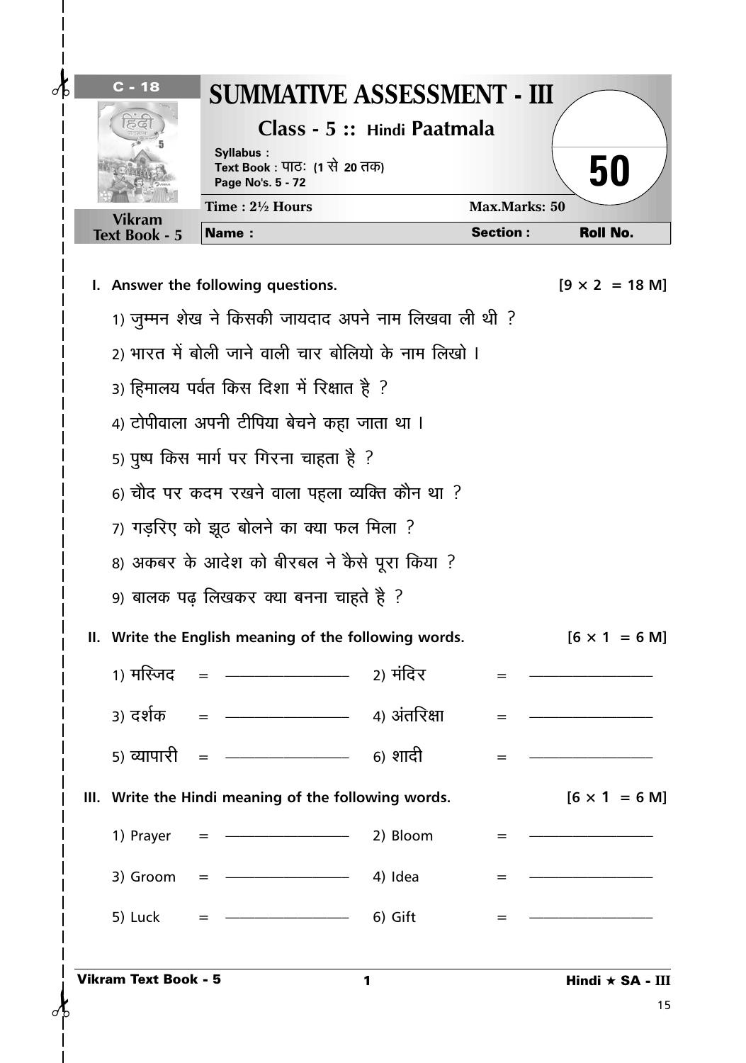C - 18

# SUMMATIVE ASSESSMENT - III

## Class - 5 :: Hindi Paatmala

**Syllabus :**
**Text Book : पाठः (1 से 20 तक)**
**Page No's. 5 - 72**

**50**

**Vikram Text Book - 5**

**Time : 2½ Hours** | **Max.Marks: 50**

**Name :** | **Section :** | **Roll No.**

**I. Answer the following questions.** [9 × 2 = 18 M]

1) जुम्मन शेख ने किसकी जायदाद अपने नाम लिखवा ली थी ?
2) भारत में बोली जाने वाली चार बोलियो के नाम लिखो ।
3) हिमालय पर्वत किस दिशा में रिक्षात है ?
4) टोपीवाला अपनी टीपिया बेचने कहा जाता था ।
5) पुष्प किस मार्ग पर गिरना चाहता है ?
6) चौद पर कदम रखने वाला पहला व्यक्ति कौन था ?
7) गड़रिए को झूठ बोलने का क्या फल मिला ?
8) अकबर के आदेश को बीरबल ने कैसे पूरा किया ?
9) बालक पढ़ लिखकर क्या बनना चाहते है ?

**II. Write the English meaning of the following words.** [6 × 1 = 6 M]

1) मस्जिद = ____________ 2) मंदिर = ____________

3) दर्शक = ____________ 4) अंतरिक्षा = ____________

5) व्यापारी = ____________ 6) शादी = ____________

**III. Write the Hindi meaning of the following words.** [6 × 1 = 6 M]

1) Prayer = ____________ 2) Bloom = ____________

3) Groom = ____________ 4) Idea = ____________

5) Luck = ____________ 6) Gift = ____________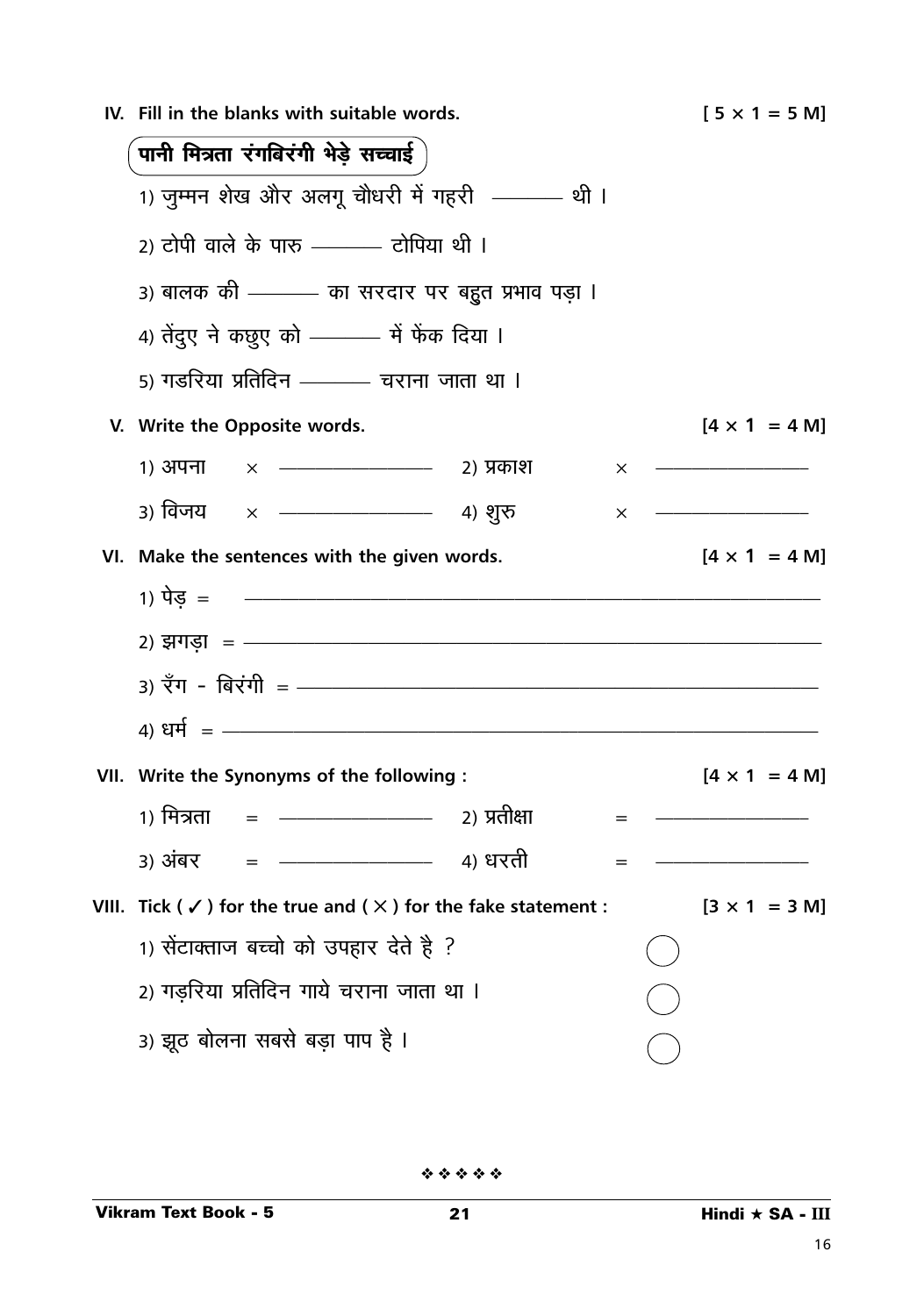**IV. Fill in the blanks with suitable words.** **[ 5 × 1 = 5 M]**

**पानी मित्रता रंगबिरंगी भेड़े सच्चाई**

1) जुम्मन शेख और अलगू चौधरी में गहरी ——— थी ।

2) टोपी वाले के पारु ——— टोपिया थी ।

3) बालक की ——— का सरदार पर बहुत प्रभाव पड़ा ।

4) तेंदुए ने कछुए को ——— में फेंक दिया ।

5) गडरिया प्रतिदिन ——— चराना जाता था ।

**V. Write the Opposite words.** **[4 × 1 = 4 M]**

1) अपना × ———————  2) प्रकाश × ———————

3) विजय × ———————  4) शुरु × ———————

**VI. Make the sentences with the given words.** **[4 × 1 = 4 M]**

1) पेड़ = ———————————————

2) झगड़ा = ———————————————

3) रँग - बिरंगी = ———————————————

4) धर्म = ———————————————

**VII. Write the Synonyms of the following :** **[4 × 1 = 4 M]**

1) मित्रता = ———————  2) प्रतीक्षा = ———————

3) अंबर = ———————  4) धरती = ———————

**VIII. Tick ( ✓ ) for the true and ( × ) for the fake statement :** **[3 × 1 = 3 M]**

1) सेंटाक्ताज बच्चो को उपहार देते है ? ◯

2) गड़रिया प्रतिदिन गाये चराना जाता था । ◯

3) झूठ बोलना सबसे बड़ा पाप है । ◯

❖ ❖ ❖ ❖ ❖